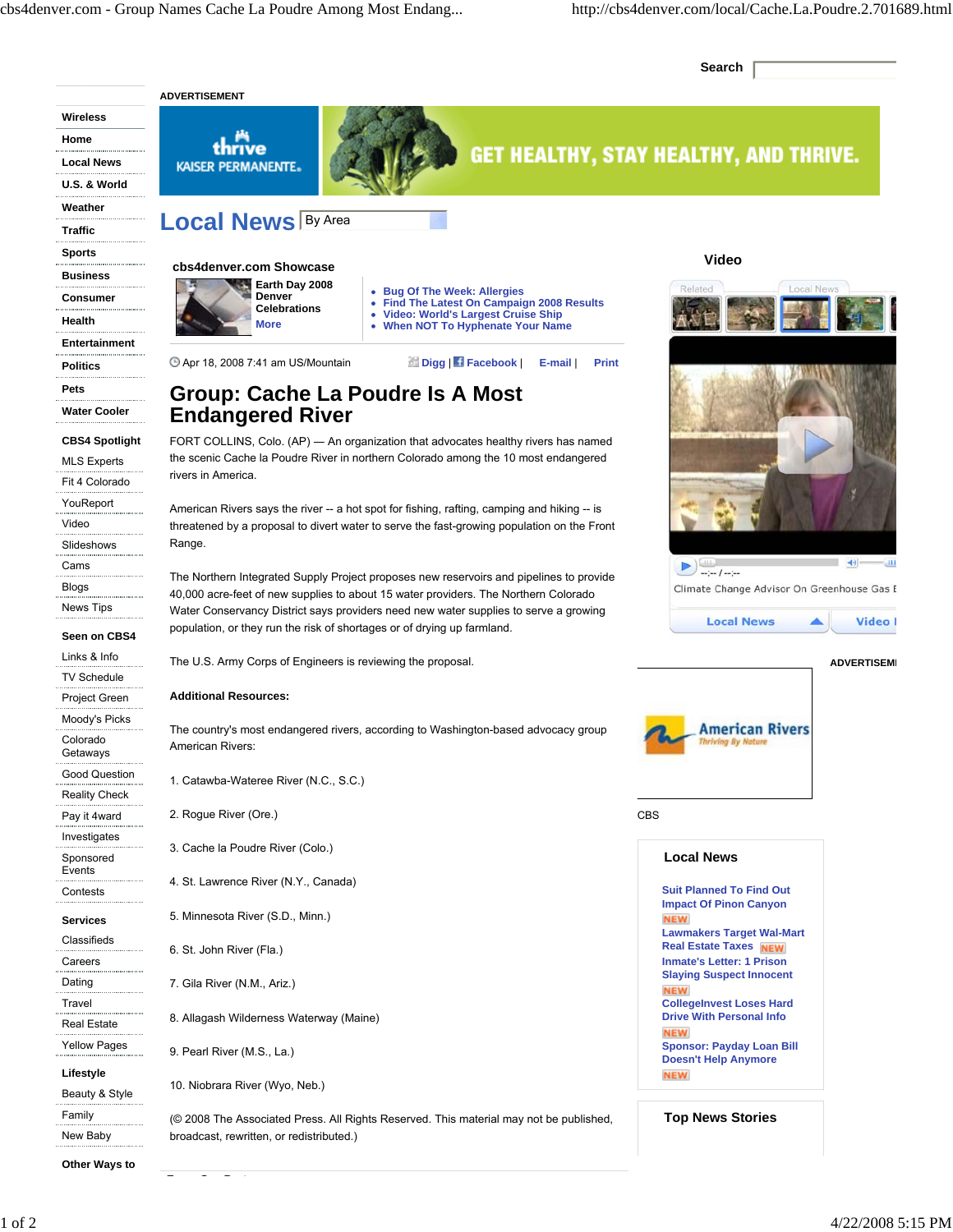# Group: Cache La Poudre Is A Most Endangered River

Apr 18, 2008 7:41 am US/Mountain

FORT COLLINS, Colo. (AP) — An organization that advocates healthy rivers has named the scenic Cache la Poudre River in northern Colorado among the 10 most endangered rivers in America.

American Rivers says the river -- a hot spot for fishing, rafting, camping and hiking -- is threatened by a proposal to divert water to serve the fast-growing population on the Front Range.

The Northern Integrated Supply Project proposes new reservoirs and pipelines to provide 40,000 acre-feet of new supplies to about 15 water providers. The Northern Colorado Water Conservancy District says providers need new water supplies to serve a growing population, or they run the risk of shortages or of drying up farmland.

The U.S. Army Corps of Engineers is reviewing the proposal.

**Additional Resources:**

The country's most endangered rivers, according to Washington-based advocacy group American Rivers:

1. Catawba-Wateree River (N.C., S.C.)

2. Rogue River (Ore.)

3. Cache la Poudre River (Colo.)

4. St. Lawrence River (N.Y., Canada)

5. Minnesota River (S.D., Minn.)

6. St. John River (Fla.)

7. Gila River (N.M., Ariz.)

8. Allagash Wilderness Waterway (Maine)

9. Pearl River (M.S., La.)

10. Niobrara River (Wyo, Neb.)

(© 2008 The Associated Press. All Rights Reserved. This material may not be published, broadcast, rewritten, or redistributed.)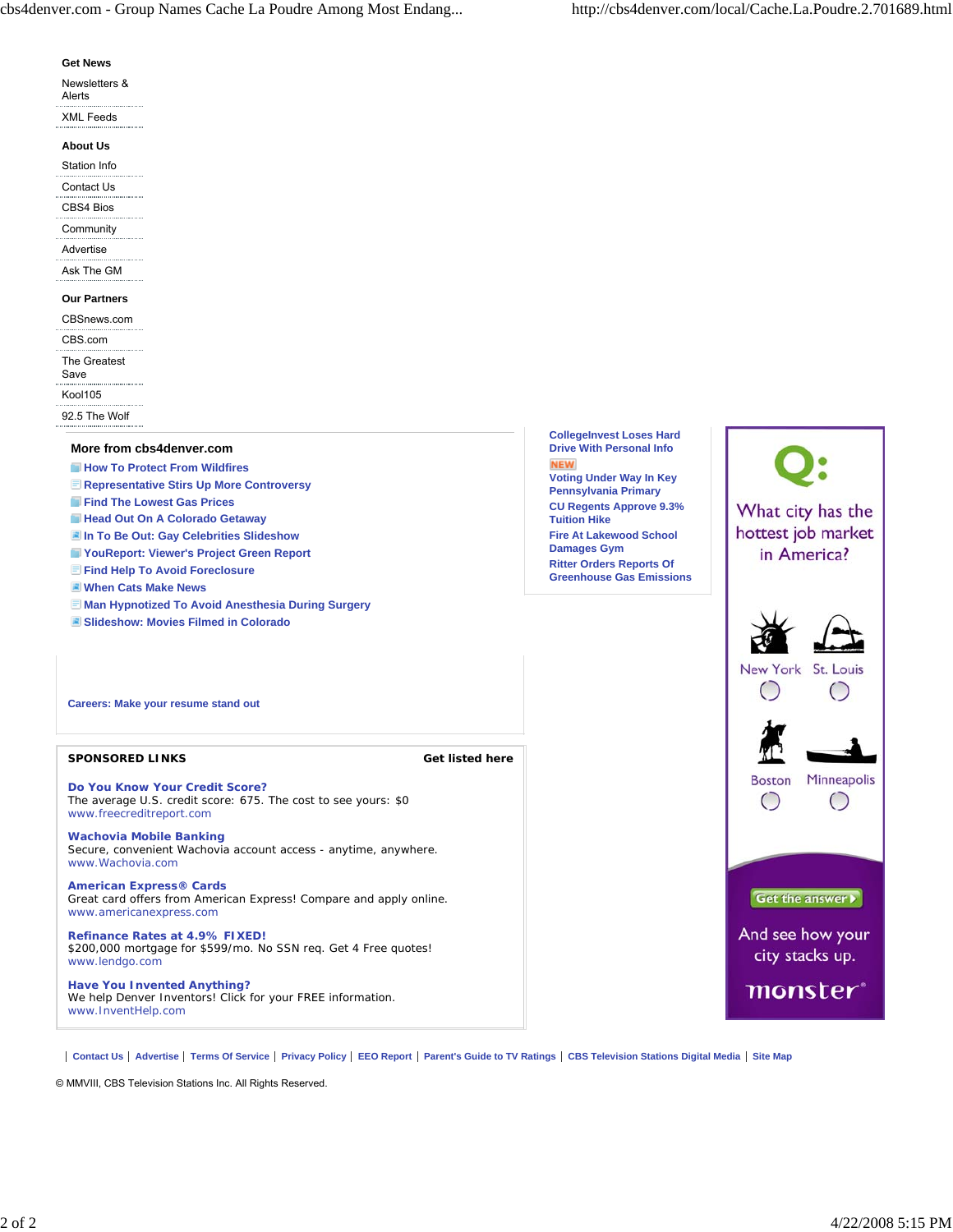**Get News**

- Newsletters & Alerts
- XML Feeds

**About Us**

- Station Info
- Contact Us
- CBS4 Bios
- Community
- Advertise
- Ask The GM

**Our Partners**

- CBSnews.com
- CBS.com
- The Greatest Save
- Kool105
- 92.5 The Wolf

## More from cbs4denver.com

- How To Protect From Wildfires
- Representative Stirs Up More Controversy
- Find The Lowest Gas Prices
- Head Out On A Colorado Getaway
- In To Be Out: Gay Celebrities Slideshow
- YouReport: Viewer's Project Green Report
- Find Help To Avoid Foreclosure
- When Cats Make News
- Man Hypnotized To Avoid Anesthesia During Surgery
- Slideshow: Movies Filmed in Colorado

- CollegeInvest Loses Hard Drive With Personal Info
- NEW Voting Under Way In Key Pennsylvania Primary
- CU Regents Approve 9.3% Tuition Hike
- Fire At Lakewood School Damages Gym
- Ritter Orders Reports Of Greenhouse Gas Emissions

Q: What city has the hottest job market in America?

New York
St. Louis
Boston
Minneapolis

Get the answer

And see how your city stacks up.

monster

Careers: Make your resume stand out

**SPONSORED LINKS** **Get listed here**

**Do You Know Your Credit Score?**
The average U.S. credit score: 675. The cost to see yours: $0
www.freecreditreport.com

**Wachovia Mobile Banking**
Secure, convenient Wachovia account access - anytime, anywhere.
www.Wachovia.com

**American Express® Cards**
Great card offers from American Express! Compare and apply online.
www.americanexpress.com

**Refinance Rates at 4.9% FIXED!**
$200,000 mortgage for $599/mo. No SSN req. Get 4 Free quotes!
www.lendgo.com

**Have You Invented Anything?**
We help Denver Inventors! Click for your FREE information.
www.InventHelp.com

| Contact Us | Advertise | Terms Of Service | Privacy Policy | EEO Report | Parent's Guide to TV Ratings | CBS Television Stations Digital Media | Site Map

© MMVIII, CBS Television Stations Inc. All Rights Reserved.